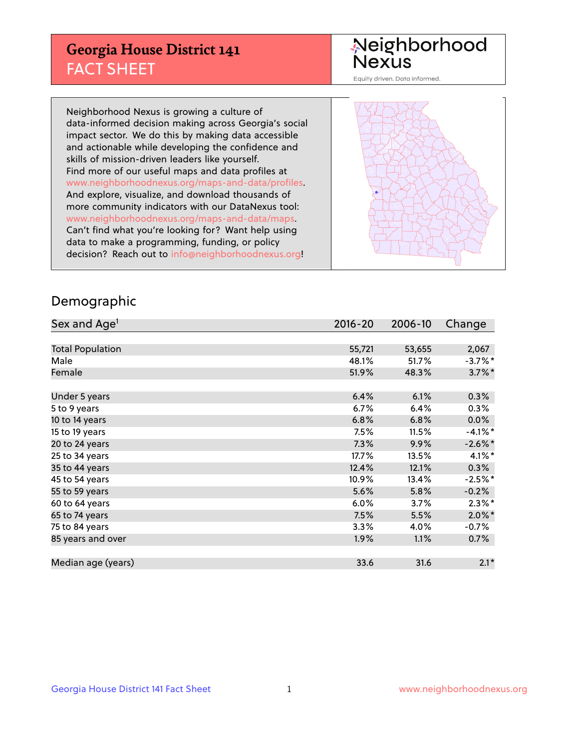# Georgia House District 141
## FACT SHEET

Neighborhood Nexus

Equity driven. Data informed.

Neighborhood Nexus is growing a culture of data-informed decision making across Georgia's social impact sector. We do this by making data accessible and actionable while developing the confidence and skills of mission-driven leaders like yourself. Find more of our useful maps and data profiles at www.neighborhoodnexus.org/maps-and-data/profiles. And explore, visualize, and download thousands of more community indicators with our DataNexus tool: www.neighborhoodnexus.org/maps-and-data/maps. Can't find what you're looking for? Want help using data to make a programming, funding, or policy decision? Reach out to info@neighborhoodnexus.org!

## Demographic

| Sex and Age[1] | 2016-20 | 2006-10 | Change |
|---|---|---|---|
| Total Population | 55,721 | 53,655 | 2,067 |
| Male | 48.1% | 51.7% | -3.7%* |
| Female | 51.9% | 48.3% | 3.7%* |
| | | | |
| Under 5 years | 6.4% | 6.1% | 0.3% |
| 5 to 9 years | 6.7% | 6.4% | 0.3% |
| 10 to 14 years | 6.8% | 6.8% | 0.0% |
| 15 to 19 years | 7.5% | 11.5% | -4.1%* |
| 20 to 24 years | 7.3% | 9.9% | -2.6%* |
| 25 to 34 years | 17.7% | 13.5% | 4.1%* |
| 35 to 44 years | 12.4% | 12.1% | 0.3% |
| 45 to 54 years | 10.9% | 13.4% | -2.5%* |
| 55 to 59 years | 5.6% | 5.8% | -0.2% |
| 60 to 64 years | 6.0% | 3.7% | 2.3%* |
| 65 to 74 years | 7.5% | 5.5% | 2.0%* |
| 75 to 84 years | 3.3% | 4.0% | -0.7% |
| 85 years and over | 1.9% | 1.1% | 0.7% |
| | | | |
| Median age (years) | 33.6 | 31.6 | 2.1* |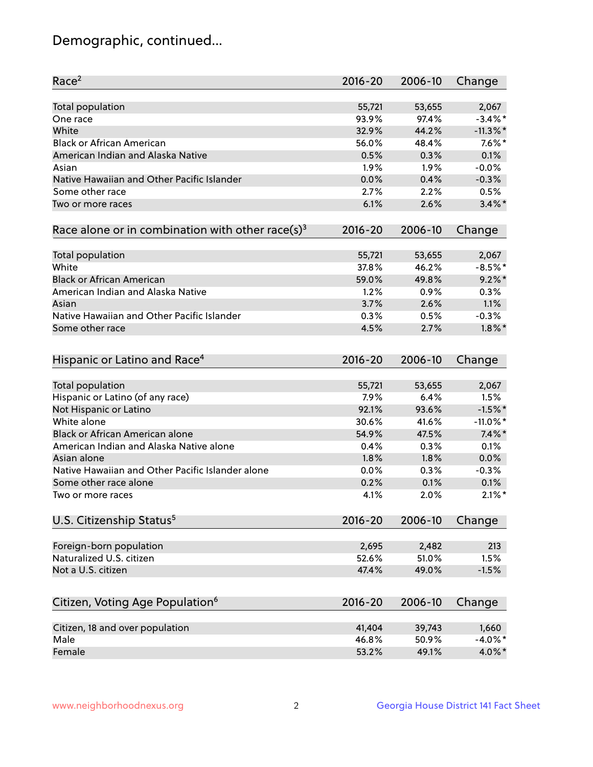# Demographic, continued...

| Race[2] | 2016-20 | 2006-10 | Change |
|---|---|---|---|
| Total population | 55,721 | 53,655 | 2,067 |
| One race | 93.9% | 97.4% | -3.4%* |
| White | 32.9% | 44.2% | -11.3%* |
| Black or African American | 56.0% | 48.4% | 7.6%* |
| American Indian and Alaska Native | 0.5% | 0.3% | 0.1% |
| Asian | 1.9% | 1.9% | -0.0% |
| Native Hawaiian and Other Pacific Islander | 0.0% | 0.4% | -0.3% |
| Some other race | 2.7% | 2.2% | 0.5% |
| Two or more races | 6.1% | 2.6% | 3.4%* |

| Race alone or in combination with other race(s)[3] | 2016-20 | 2006-10 | Change |
|---|---|---|---|
| Total population | 55,721 | 53,655 | 2,067 |
| White | 37.8% | 46.2% | -8.5%* |
| Black or African American | 59.0% | 49.8% | 9.2%* |
| American Indian and Alaska Native | 1.2% | 0.9% | 0.3% |
| Asian | 3.7% | 2.6% | 1.1% |
| Native Hawaiian and Other Pacific Islander | 0.3% | 0.5% | -0.3% |
| Some other race | 4.5% | 2.7% | 1.8%* |

| Hispanic or Latino and Race[4] | 2016-20 | 2006-10 | Change |
|---|---|---|---|
| Total population | 55,721 | 53,655 | 2,067 |
| Hispanic or Latino (of any race) | 7.9% | 6.4% | 1.5% |
| Not Hispanic or Latino | 92.1% | 93.6% | -1.5%* |
| White alone | 30.6% | 41.6% | -11.0%* |
| Black or African American alone | 54.9% | 47.5% | 7.4%* |
| American Indian and Alaska Native alone | 0.4% | 0.3% | 0.1% |
| Asian alone | 1.8% | 1.8% | 0.0% |
| Native Hawaiian and Other Pacific Islander alone | 0.0% | 0.3% | -0.3% |
| Some other race alone | 0.2% | 0.1% | 0.1% |
| Two or more races | 4.1% | 2.0% | 2.1%* |

| U.S. Citizenship Status[5] | 2016-20 | 2006-10 | Change |
|---|---|---|---|
| Foreign-born population | 2,695 | 2,482 | 213 |
| Naturalized U.S. citizen | 52.6% | 51.0% | 1.5% |
| Not a U.S. citizen | 47.4% | 49.0% | -1.5% |

| Citizen, Voting Age Population[6] | 2016-20 | 2006-10 | Change |
|---|---|---|---|
| Citizen, 18 and over population | 41,404 | 39,743 | 1,660 |
| Male | 46.8% | 50.9% | -4.0%* |
| Female | 53.2% | 49.1% | 4.0%* |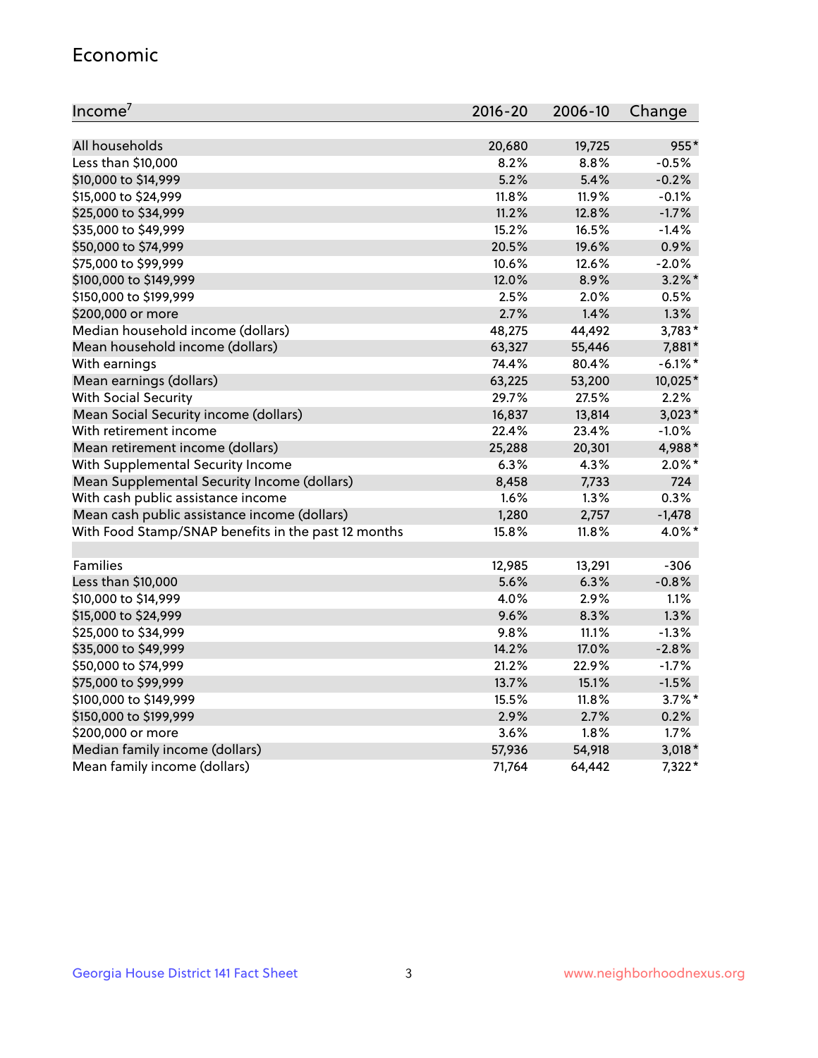## Economic

| Income[7] | 2016-20 | 2006-10 | Change |
|---|---|---|---|
| All households | 20,680 | 19,725 | 955* |
| Less than $10,000 | 8.2% | 8.8% | -0.5% |
| $10,000 to $14,999 | 5.2% | 5.4% | -0.2% |
| $15,000 to $24,999 | 11.8% | 11.9% | -0.1% |
| $25,000 to $34,999 | 11.2% | 12.8% | -1.7% |
| $35,000 to $49,999 | 15.2% | 16.5% | -1.4% |
| $50,000 to $74,999 | 20.5% | 19.6% | 0.9% |
| $75,000 to $99,999 | 10.6% | 12.6% | -2.0% |
| $100,000 to $149,999 | 12.0% | 8.9% | 3.2%* |
| $150,000 to $199,999 | 2.5% | 2.0% | 0.5% |
| $200,000 or more | 2.7% | 1.4% | 1.3% |
| Median household income (dollars) | 48,275 | 44,492 | 3,783* |
| Mean household income (dollars) | 63,327 | 55,446 | 7,881* |
| With earnings | 74.4% | 80.4% | -6.1%* |
| Mean earnings (dollars) | 63,225 | 53,200 | 10,025* |
| With Social Security | 29.7% | 27.5% | 2.2% |
| Mean Social Security income (dollars) | 16,837 | 13,814 | 3,023* |
| With retirement income | 22.4% | 23.4% | -1.0% |
| Mean retirement income (dollars) | 25,288 | 20,301 | 4,988* |
| With Supplemental Security Income | 6.3% | 4.3% | 2.0%* |
| Mean Supplemental Security Income (dollars) | 8,458 | 7,733 | 724 |
| With cash public assistance income | 1.6% | 1.3% | 0.3% |
| Mean cash public assistance income (dollars) | 1,280 | 2,757 | -1,478 |
| With Food Stamp/SNAP benefits in the past 12 months | 15.8% | 11.8% | 4.0%* |
| | | | |
| Families | 12,985 | 13,291 | -306 |
| Less than $10,000 | 5.6% | 6.3% | -0.8% |
| $10,000 to $14,999 | 4.0% | 2.9% | 1.1% |
| $15,000 to $24,999 | 9.6% | 8.3% | 1.3% |
| $25,000 to $34,999 | 9.8% | 11.1% | -1.3% |
| $35,000 to $49,999 | 14.2% | 17.0% | -2.8% |
| $50,000 to $74,999 | 21.2% | 22.9% | -1.7% |
| $75,000 to $99,999 | 13.7% | 15.1% | -1.5% |
| $100,000 to $149,999 | 15.5% | 11.8% | 3.7%* |
| $150,000 to $199,999 | 2.9% | 2.7% | 0.2% |
| $200,000 or more | 3.6% | 1.8% | 1.7% |
| Median family income (dollars) | 57,936 | 54,918 | 3,018* |
| Mean family income (dollars) | 71,764 | 64,442 | 7,322* |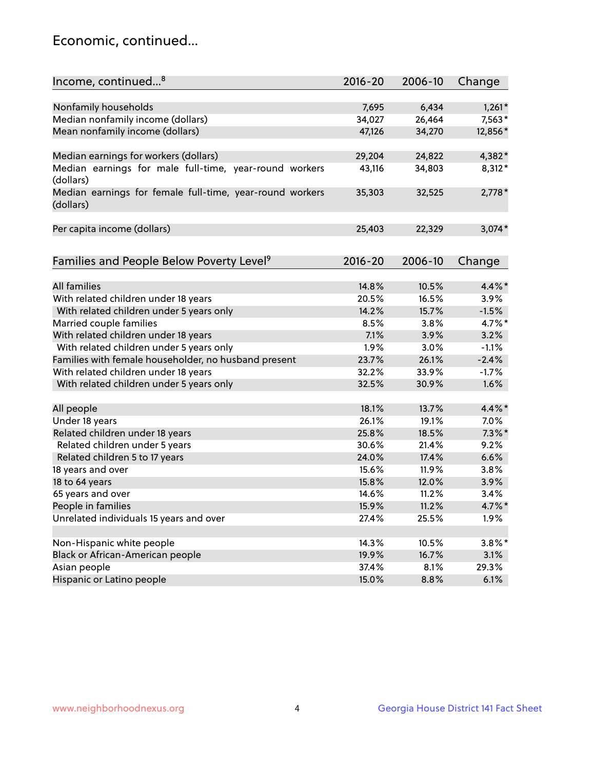## Economic, continued...

| Income, continued...[8] | 2016-20 | 2006-10 | Change |
|---|---|---|---|
| Nonfamily households | 7,695 | 6,434 | 1,261* |
| Median nonfamily income (dollars) | 34,027 | 26,464 | 7,563* |
| Mean nonfamily income (dollars) | 47,126 | 34,270 | 12,856* |
| Median earnings for workers (dollars) | 29,204 | 24,822 | 4,382* |
| Median earnings for male full-time, year-round workers (dollars) | 43,116 | 34,803 | 8,312* |
| Median earnings for female full-time, year-round workers (dollars) | 35,303 | 32,525 | 2,778* |
| Per capita income (dollars) | 25,403 | 22,329 | 3,074* |

| Families and People Below Poverty Level[9] | 2016-20 | 2006-10 | Change |
|---|---|---|---|
| All families | 14.8% | 10.5% | 4.4%* |
| With related children under 18 years | 20.5% | 16.5% | 3.9% |
| With related children under 5 years only | 14.2% | 15.7% | -1.5% |
| Married couple families | 8.5% | 3.8% | 4.7%* |
| With related children under 18 years | 7.1% | 3.9% | 3.2% |
| With related children under 5 years only | 1.9% | 3.0% | -1.1% |
| Families with female householder, no husband present | 23.7% | 26.1% | -2.4% |
| With related children under 18 years | 32.2% | 33.9% | -1.7% |
| With related children under 5 years only | 32.5% | 30.9% | 1.6% |
| All people | 18.1% | 13.7% | 4.4%* |
| Under 18 years | 26.1% | 19.1% | 7.0% |
| Related children under 18 years | 25.8% | 18.5% | 7.3%* |
| Related children under 5 years | 30.6% | 21.4% | 9.2% |
| Related children 5 to 17 years | 24.0% | 17.4% | 6.6% |
| 18 years and over | 15.6% | 11.9% | 3.8% |
| 18 to 64 years | 15.8% | 12.0% | 3.9% |
| 65 years and over | 14.6% | 11.2% | 3.4% |
| People in families | 15.9% | 11.2% | 4.7%* |
| Unrelated individuals 15 years and over | 27.4% | 25.5% | 1.9% |
| Non-Hispanic white people | 14.3% | 10.5% | 3.8%* |
| Black or African-American people | 19.9% | 16.7% | 3.1% |
| Asian people | 37.4% | 8.1% | 29.3% |
| Hispanic or Latino people | 15.0% | 8.8% | 6.1% |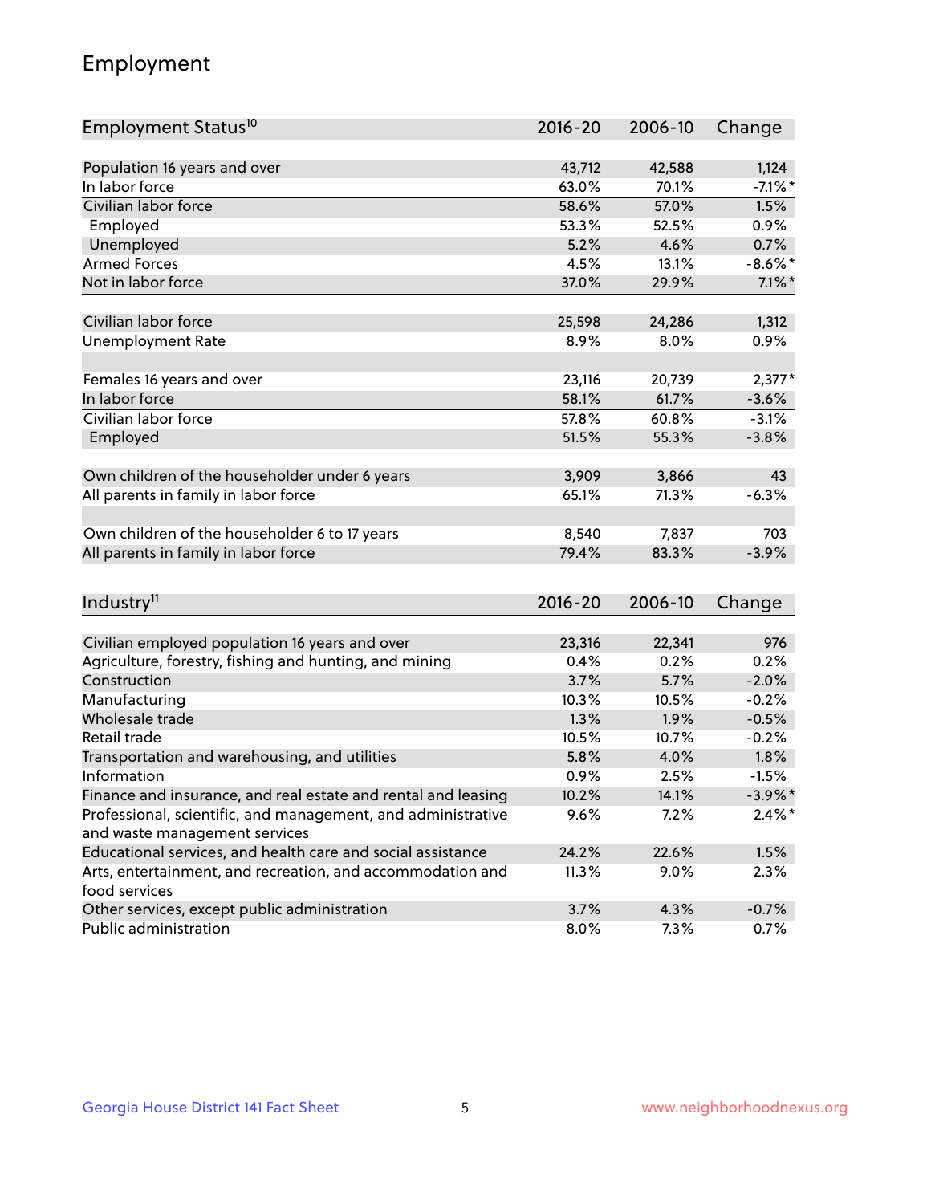## Employment

| Employment Status[10] | 2016-20 | 2006-10 | Change |
|---|---|---|---|
| Population 16 years and over | 43,712 | 42,588 | 1,124 |
| In labor force | 63.0% | 70.1% | -7.1%* |
| Civilian labor force | 58.6% | 57.0% | 1.5% |
| Employed | 53.3% | 52.5% | 0.9% |
| Unemployed | 5.2% | 4.6% | 0.7% |
| Armed Forces | 4.5% | 13.1% | -8.6%* |
| Not in labor force | 37.0% | 29.9% | 7.1%* |
| | | | |
| Civilian labor force | 25,598 | 24,286 | 1,312 |
| Unemployment Rate | 8.9% | 8.0% | 0.9% |
| | | | |
| Females 16 years and over | 23,116 | 20,739 | 2,377* |
| In labor force | 58.1% | 61.7% | -3.6% |
| Civilian labor force | 57.8% | 60.8% | -3.1% |
| Employed | 51.5% | 55.3% | -3.8% |
| | | | |
| Own children of the householder under 6 years | 3,909 | 3,866 | 43 |
| All parents in family in labor force | 65.1% | 71.3% | -6.3% |
| | | | |
| Own children of the householder 6 to 17 years | 8,540 | 7,837 | 703 |
| All parents in family in labor force | 79.4% | 83.3% | -3.9% |

| Industry[11] | 2016-20 | 2006-10 | Change |
|---|---|---|---|
| Civilian employed population 16 years and over | 23,316 | 22,341 | 976 |
| Agriculture, forestry, fishing and hunting, and mining | 0.4% | 0.2% | 0.2% |
| Construction | 3.7% | 5.7% | -2.0% |
| Manufacturing | 10.3% | 10.5% | -0.2% |
| Wholesale trade | 1.3% | 1.9% | -0.5% |
| Retail trade | 10.5% | 10.7% | -0.2% |
| Transportation and warehousing, and utilities | 5.8% | 4.0% | 1.8% |
| Information | 0.9% | 2.5% | -1.5% |
| Finance and insurance, and real estate and rental and leasing | 10.2% | 14.1% | -3.9%* |
| Professional, scientific, and management, and administrative and waste management services | 9.6% | 7.2% | 2.4%* |
| Educational services, and health care and social assistance | 24.2% | 22.6% | 1.5% |
| Arts, entertainment, and recreation, and accommodation and food services | 11.3% | 9.0% | 2.3% |
| Other services, except public administration | 3.7% | 4.3% | -0.7% |
| Public administration | 8.0% | 7.3% | 0.7% |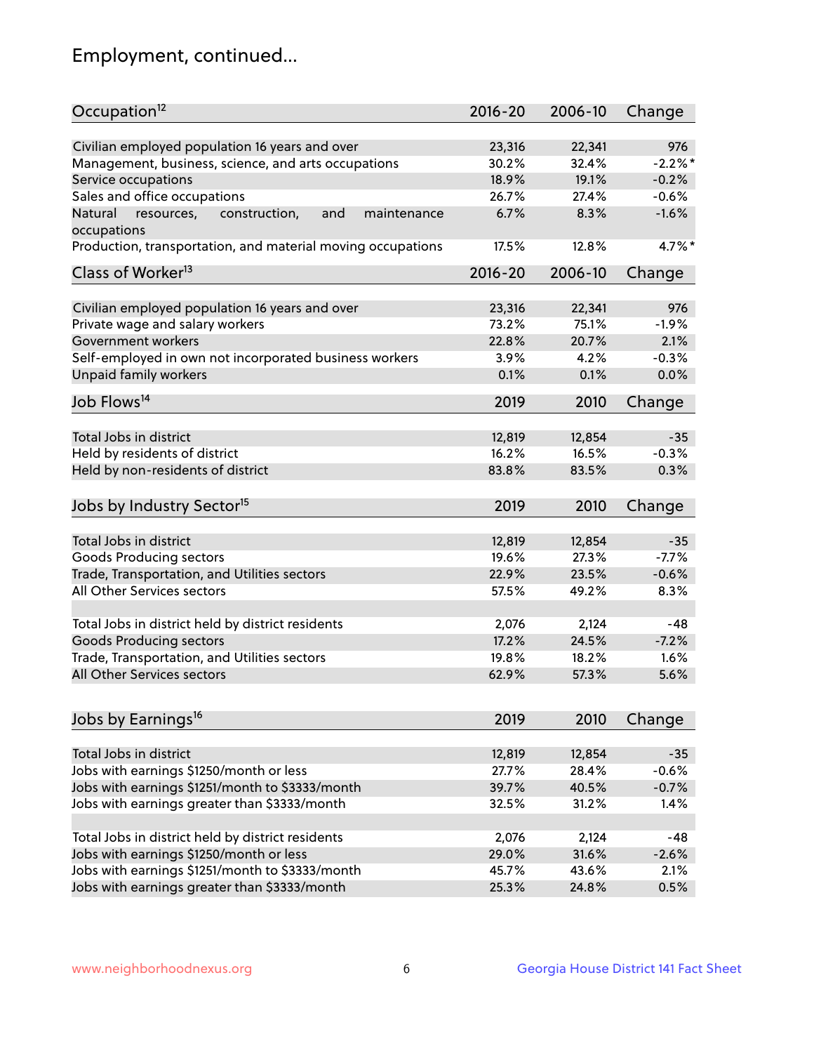# Employment, continued...

| Occupation[12] | 2016-20 | 2006-10 | Change |
|---|---|---|---|
| Civilian employed population 16 years and over | 23,316 | 22,341 | 976 |
| Management, business, science, and arts occupations | 30.2% | 32.4% | -2.2%* |
| Service occupations | 18.9% | 19.1% | -0.2% |
| Sales and office occupations | 26.7% | 27.4% | -0.6% |
| Natural resources, construction, and maintenance occupations | 6.7% | 8.3% | -1.6% |
| Production, transportation, and material moving occupations | 17.5% | 12.8% | 4.7%* |

| Class of Worker[13] | 2016-20 | 2006-10 | Change |
|---|---|---|---|
| Civilian employed population 16 years and over | 23,316 | 22,341 | 976 |
| Private wage and salary workers | 73.2% | 75.1% | -1.9% |
| Government workers | 22.8% | 20.7% | 2.1% |
| Self-employed in own not incorporated business workers | 3.9% | 4.2% | -0.3% |
| Unpaid family workers | 0.1% | 0.1% | 0.0% |

| Job Flows[14] | 2019 | 2010 | Change |
|---|---|---|---|
| Total Jobs in district | 12,819 | 12,854 | -35 |
| Held by residents of district | 16.2% | 16.5% | -0.3% |
| Held by non-residents of district | 83.8% | 83.5% | 0.3% |

| Jobs by Industry Sector[15] | 2019 | 2010 | Change |
|---|---|---|---|
| Total Jobs in district | 12,819 | 12,854 | -35 |
| Goods Producing sectors | 19.6% | 27.3% | -7.7% |
| Trade, Transportation, and Utilities sectors | 22.9% | 23.5% | -0.6% |
| All Other Services sectors | 57.5% | 49.2% | 8.3% |
| | | | |
| Total Jobs in district held by district residents | 2,076 | 2,124 | -48 |
| Goods Producing sectors | 17.2% | 24.5% | -7.2% |
| Trade, Transportation, and Utilities sectors | 19.8% | 18.2% | 1.6% |
| All Other Services sectors | 62.9% | 57.3% | 5.6% |

| Jobs by Earnings[16] | 2019 | 2010 | Change |
|---|---|---|---|
| Total Jobs in district | 12,819 | 12,854 | -35 |
| Jobs with earnings $1250/month or less | 27.7% | 28.4% | -0.6% |
| Jobs with earnings $1251/month to $3333/month | 39.7% | 40.5% | -0.7% |
| Jobs with earnings greater than $3333/month | 32.5% | 31.2% | 1.4% |
| | | | |
| Total Jobs in district held by district residents | 2,076 | 2,124 | -48 |
| Jobs with earnings $1250/month or less | 29.0% | 31.6% | -2.6% |
| Jobs with earnings $1251/month to $3333/month | 45.7% | 43.6% | 2.1% |
| Jobs with earnings greater than $3333/month | 25.3% | 24.8% | 0.5% |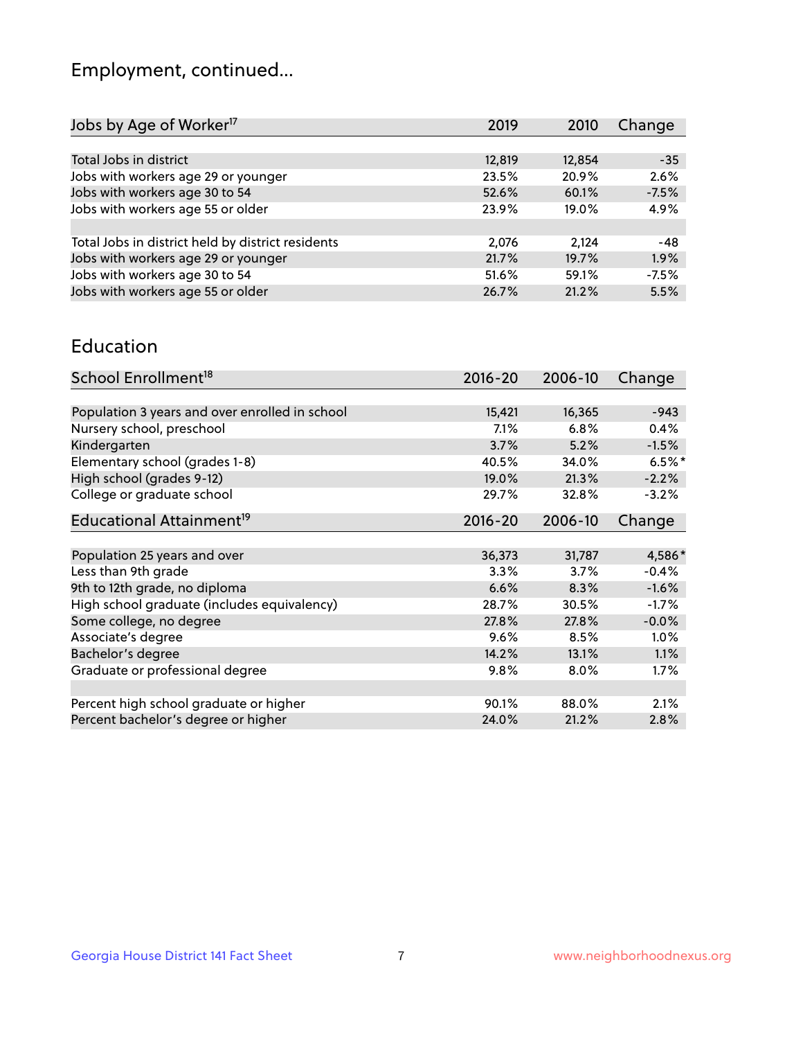## Employment, continued...

| Jobs by Age of Worker[17] | 2019 | 2010 | Change |
|---|---|---|---|
| Total Jobs in district | 12,819 | 12,854 | -35 |
| Jobs with workers age 29 or younger | 23.5% | 20.9% | 2.6% |
| Jobs with workers age 30 to 54 | 52.6% | 60.1% | -7.5% |
| Jobs with workers age 55 or older | 23.9% | 19.0% | 4.9% |
| | | | |
| Total Jobs in district held by district residents | 2,076 | 2,124 | -48 |
| Jobs with workers age 29 or younger | 21.7% | 19.7% | 1.9% |
| Jobs with workers age 30 to 54 | 51.6% | 59.1% | -7.5% |
| Jobs with workers age 55 or older | 26.7% | 21.2% | 5.5% |

## Education

| School Enrollment[18] | 2016-20 | 2006-10 | Change |
|---|---|---|---|
| Population 3 years and over enrolled in school | 15,421 | 16,365 | -943 |
| Nursery school, preschool | 7.1% | 6.8% | 0.4% |
| Kindergarten | 3.7% | 5.2% | -1.5% |
| Elementary school (grades 1-8) | 40.5% | 34.0% | 6.5%* |
| High school (grades 9-12) | 19.0% | 21.3% | -2.2% |
| College or graduate school | 29.7% | 32.8% | -3.2% |

| Educational Attainment[19] | 2016-20 | 2006-10 | Change |
|---|---|---|---|
| Population 25 years and over | 36,373 | 31,787 | 4,586* |
| Less than 9th grade | 3.3% | 3.7% | -0.4% |
| 9th to 12th grade, no diploma | 6.6% | 8.3% | -1.6% |
| High school graduate (includes equivalency) | 28.7% | 30.5% | -1.7% |
| Some college, no degree | 27.8% | 27.8% | -0.0% |
| Associate's degree | 9.6% | 8.5% | 1.0% |
| Bachelor's degree | 14.2% | 13.1% | 1.1% |
| Graduate or professional degree | 9.8% | 8.0% | 1.7% |
| | | | |
| Percent high school graduate or higher | 90.1% | 88.0% | 2.1% |
| Percent bachelor's degree or higher | 24.0% | 21.2% | 2.8% |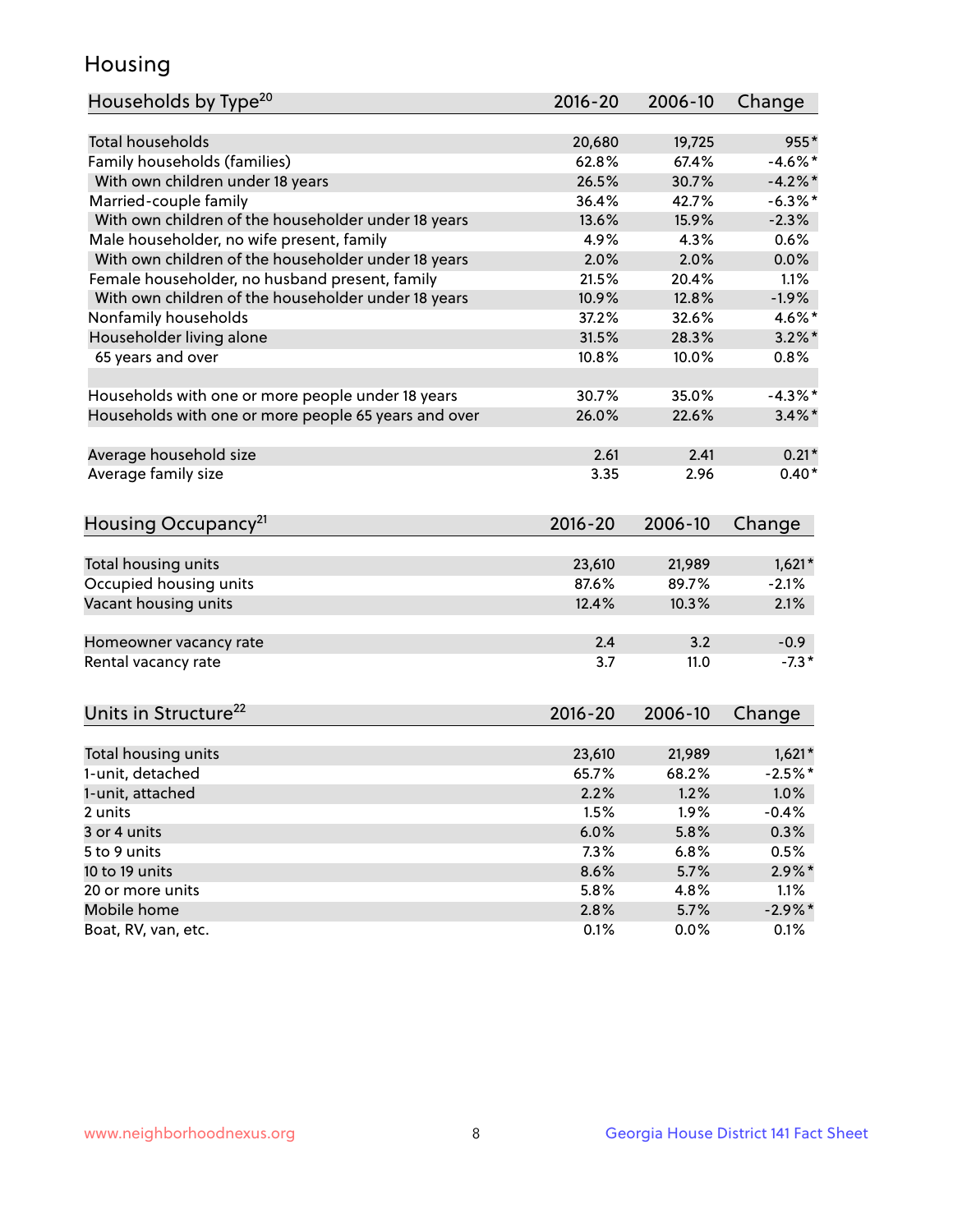## Housing

| Households by Type[20] | 2016-20 | 2006-10 | Change |
|---|---|---|---|
| Total households | 20,680 | 19,725 | 955* |
| Family households (families) | 62.8% | 67.4% | -4.6%* |
| With own children under 18 years | 26.5% | 30.7% | -4.2%* |
| Married-couple family | 36.4% | 42.7% | -6.3%* |
| With own children of the householder under 18 years | 13.6% | 15.9% | -2.3% |
| Male householder, no wife present, family | 4.9% | 4.3% | 0.6% |
| With own children of the householder under 18 years | 2.0% | 2.0% | 0.0% |
| Female householder, no husband present, family | 21.5% | 20.4% | 1.1% |
| With own children of the householder under 18 years | 10.9% | 12.8% | -1.9% |
| Nonfamily households | 37.2% | 32.6% | 4.6%* |
| Householder living alone | 31.5% | 28.3% | 3.2%* |
| 65 years and over | 10.8% | 10.0% | 0.8% |
| | | | |
| Households with one or more people under 18 years | 30.7% | 35.0% | -4.3%* |
| Households with one or more people 65 years and over | 26.0% | 22.6% | 3.4%* |
| | | | |
| Average household size | 2.61 | 2.41 | 0.21* |
| Average family size | 3.35 | 2.96 | 0.40* |

| Housing Occupancy[21] | 2016-20 | 2006-10 | Change |
|---|---|---|---|
| Total housing units | 23,610 | 21,989 | 1,621* |
| Occupied housing units | 87.6% | 89.7% | -2.1% |
| Vacant housing units | 12.4% | 10.3% | 2.1% |
| | | | |
| Homeowner vacancy rate | 2.4 | 3.2 | -0.9 |
| Rental vacancy rate | 3.7 | 11.0 | -7.3* |

| Units in Structure[22] | 2016-20 | 2006-10 | Change |
|---|---|---|---|
| Total housing units | 23,610 | 21,989 | 1,621* |
| 1-unit, detached | 65.7% | 68.2% | -2.5%* |
| 1-unit, attached | 2.2% | 1.2% | 1.0% |
| 2 units | 1.5% | 1.9% | -0.4% |
| 3 or 4 units | 6.0% | 5.8% | 0.3% |
| 5 to 9 units | 7.3% | 6.8% | 0.5% |
| 10 to 19 units | 8.6% | 5.7% | 2.9%* |
| 20 or more units | 5.8% | 4.8% | 1.1% |
| Mobile home | 2.8% | 5.7% | -2.9%* |
| Boat, RV, van, etc. | 0.1% | 0.0% | 0.1% |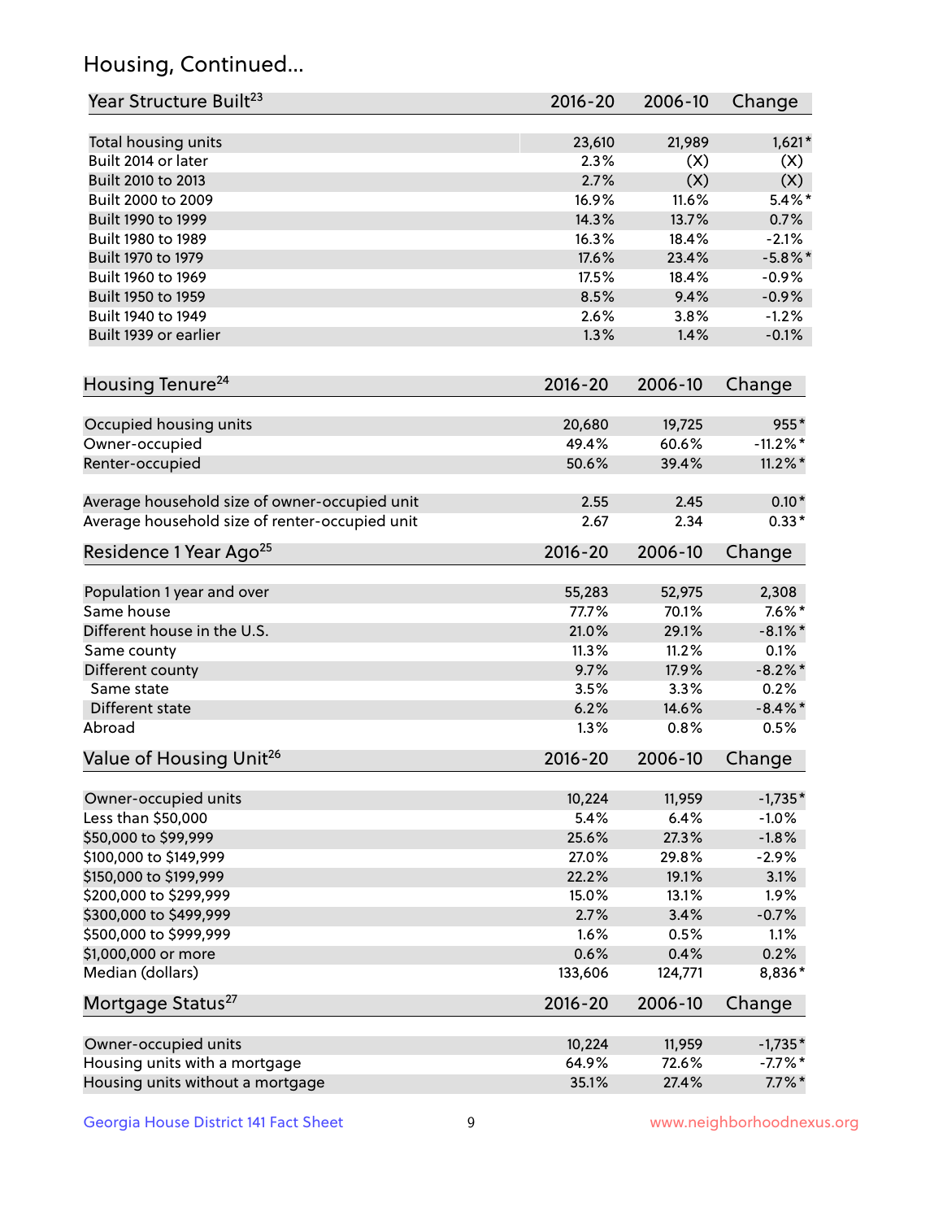## Housing, Continued...

| Year Structure Built[23] | 2016-20 | 2006-10 | Change |
|---|---|---|---|
| Total housing units | 23,610 | 21,989 | 1,621* |
| Built 2014 or later | 2.3% | (X) | (X) |
| Built 2010 to 2013 | 2.7% | (X) | (X) |
| Built 2000 to 2009 | 16.9% | 11.6% | 5.4%* |
| Built 1990 to 1999 | 14.3% | 13.7% | 0.7% |
| Built 1980 to 1989 | 16.3% | 18.4% | -2.1% |
| Built 1970 to 1979 | 17.6% | 23.4% | -5.8%* |
| Built 1960 to 1969 | 17.5% | 18.4% | -0.9% |
| Built 1950 to 1959 | 8.5% | 9.4% | -0.9% |
| Built 1940 to 1949 | 2.6% | 3.8% | -1.2% |
| Built 1939 or earlier | 1.3% | 1.4% | -0.1% |

| Housing Tenure[24] | 2016-20 | 2006-10 | Change |
|---|---|---|---|
| Occupied housing units | 20,680 | 19,725 | 955* |
| Owner-occupied | 49.4% | 60.6% | -11.2%* |
| Renter-occupied | 50.6% | 39.4% | 11.2%* |
| Average household size of owner-occupied unit | 2.55 | 2.45 | 0.10* |
| Average household size of renter-occupied unit | 2.67 | 2.34 | 0.33* |

| Residence 1 Year Ago[25] | 2016-20 | 2006-10 | Change |
|---|---|---|---|
| Population 1 year and over | 55,283 | 52,975 | 2,308 |
| Same house | 77.7% | 70.1% | 7.6%* |
| Different house in the U.S. | 21.0% | 29.1% | -8.1%* |
| Same county | 11.3% | 11.2% | 0.1% |
| Different county | 9.7% | 17.9% | -8.2%* |
| Same state | 3.5% | 3.3% | 0.2% |
| Different state | 6.2% | 14.6% | -8.4%* |
| Abroad | 1.3% | 0.8% | 0.5% |

| Value of Housing Unit[26] | 2016-20 | 2006-10 | Change |
|---|---|---|---|
| Owner-occupied units | 10,224 | 11,959 | -1,735* |
| Less than $50,000 | 5.4% | 6.4% | -1.0% |
| $50,000 to $99,999 | 25.6% | 27.3% | -1.8% |
| $100,000 to $149,999 | 27.0% | 29.8% | -2.9% |
| $150,000 to $199,999 | 22.2% | 19.1% | 3.1% |
| $200,000 to $299,999 | 15.0% | 13.1% | 1.9% |
| $300,000 to $499,999 | 2.7% | 3.4% | -0.7% |
| $500,000 to $999,999 | 1.6% | 0.5% | 1.1% |
| $1,000,000 or more | 0.6% | 0.4% | 0.2% |
| Median (dollars) | 133,606 | 124,771 | 8,836* |

| Mortgage Status[27] | 2016-20 | 2006-10 | Change |
|---|---|---|---|
| Owner-occupied units | 10,224 | 11,959 | -1,735* |
| Housing units with a mortgage | 64.9% | 72.6% | -7.7%* |
| Housing units without a mortgage | 35.1% | 27.4% | 7.7%* |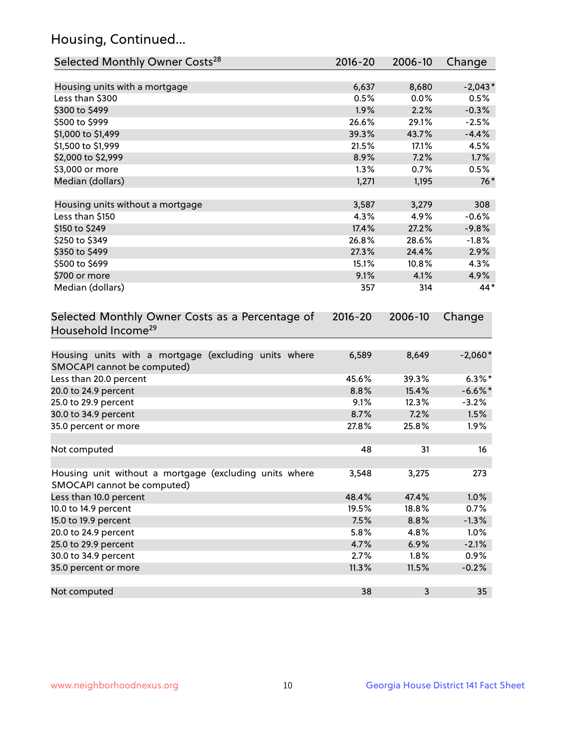## Housing, Continued...

| Selected Monthly Owner Costs[28] | 2016-20 | 2006-10 | Change |
|---|---|---|---|
| Housing units with a mortgage | 6,637 | 8,680 | -2,043* |
| Less than $300 | 0.5% | 0.0% | 0.5% |
| $300 to $499 | 1.9% | 2.2% | -0.3% |
| $500 to $999 | 26.6% | 29.1% | -2.5% |
| $1,000 to $1,499 | 39.3% | 43.7% | -4.4% |
| $1,500 to $1,999 | 21.5% | 17.1% | 4.5% |
| $2,000 to $2,999 | 8.9% | 7.2% | 1.7% |
| $3,000 or more | 1.3% | 0.7% | 0.5% |
| Median (dollars) | 1,271 | 1,195 | 76* |
| | | | |
| Housing units without a mortgage | 3,587 | 3,279 | 308 |
| Less than $150 | 4.3% | 4.9% | -0.6% |
| $150 to $249 | 17.4% | 27.2% | -9.8% |
| $250 to $349 | 26.8% | 28.6% | -1.8% |
| $350 to $499 | 27.3% | 24.4% | 2.9% |
| $500 to $699 | 15.1% | 10.8% | 4.3% |
| $700 or more | 9.1% | 4.1% | 4.9% |
| Median (dollars) | 357 | 314 | 44* |

| Selected Monthly Owner Costs as a Percentage of Household Income[29] | 2016-20 | 2006-10 | Change |
|---|---|---|---|
| Housing units with a mortgage (excluding units where SMOCAPI cannot be computed) | 6,589 | 8,649 | -2,060* |
| Less than 20.0 percent | 45.6% | 39.3% | 6.3%* |
| 20.0 to 24.9 percent | 8.8% | 15.4% | -6.6%* |
| 25.0 to 29.9 percent | 9.1% | 12.3% | -3.2% |
| 30.0 to 34.9 percent | 8.7% | 7.2% | 1.5% |
| 35.0 percent or more | 27.8% | 25.8% | 1.9% |
| | | | |
| Not computed | 48 | 31 | 16 |
| | | | |
| Housing unit without a mortgage (excluding units where SMOCAPI cannot be computed) | 3,548 | 3,275 | 273 |
| Less than 10.0 percent | 48.4% | 47.4% | 1.0% |
| 10.0 to 14.9 percent | 19.5% | 18.8% | 0.7% |
| 15.0 to 19.9 percent | 7.5% | 8.8% | -1.3% |
| 20.0 to 24.9 percent | 5.8% | 4.8% | 1.0% |
| 25.0 to 29.9 percent | 4.7% | 6.9% | -2.1% |
| 30.0 to 34.9 percent | 2.7% | 1.8% | 0.9% |
| 35.0 percent or more | 11.3% | 11.5% | -0.2% |
| | | | |
| Not computed | 38 | 3 | 35 |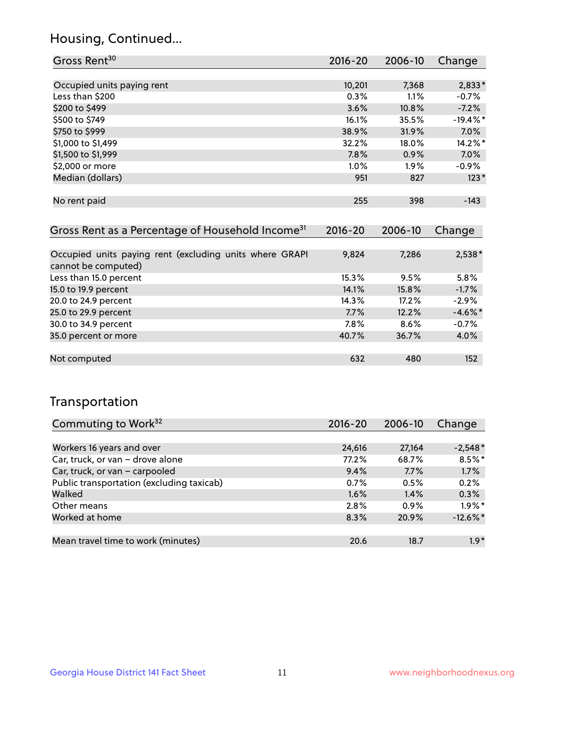## Housing, Continued...

| Gross Rent[30] | 2016-20 | 2006-10 | Change |
|---|---|---|---|
| Occupied units paying rent | 10,201 | 7,368 | 2,833* |
| Less than $200 | 0.3% | 1.1% | -0.7% |
| $200 to $499 | 3.6% | 10.8% | -7.2% |
| $500 to $749 | 16.1% | 35.5% | -19.4%* |
| $750 to $999 | 38.9% | 31.9% | 7.0% |
| $1,000 to $1,499 | 32.2% | 18.0% | 14.2%* |
| $1,500 to $1,999 | 7.8% | 0.9% | 7.0% |
| $2,000 or more | 1.0% | 1.9% | -0.9% |
| Median (dollars) | 951 | 827 | 123* |
| No rent paid | 255 | 398 | -143 |

| Gross Rent as a Percentage of Household Income[31] | 2016-20 | 2006-10 | Change |
|---|---|---|---|
| Occupied units paying rent (excluding units where GRAPI cannot be computed) | 9,824 | 7,286 | 2,538* |
| Less than 15.0 percent | 15.3% | 9.5% | 5.8% |
| 15.0 to 19.9 percent | 14.1% | 15.8% | -1.7% |
| 20.0 to 24.9 percent | 14.3% | 17.2% | -2.9% |
| 25.0 to 29.9 percent | 7.7% | 12.2% | -4.6%* |
| 30.0 to 34.9 percent | 7.8% | 8.6% | -0.7% |
| 35.0 percent or more | 40.7% | 36.7% | 4.0% |
| Not computed | 632 | 480 | 152 |

## Transportation

| Commuting to Work[32] | 2016-20 | 2006-10 | Change |
|---|---|---|---|
| Workers 16 years and over | 24,616 | 27,164 | -2,548* |
| Car, truck, or van – drove alone | 77.2% | 68.7% | 8.5%* |
| Car, truck, or van – carpooled | 9.4% | 7.7% | 1.7% |
| Public transportation (excluding taxicab) | 0.7% | 0.5% | 0.2% |
| Walked | 1.6% | 1.4% | 0.3% |
| Other means | 2.8% | 0.9% | 1.9%* |
| Worked at home | 8.3% | 20.9% | -12.6%* |
| Mean travel time to work (minutes) | 20.6 | 18.7 | 1.9* |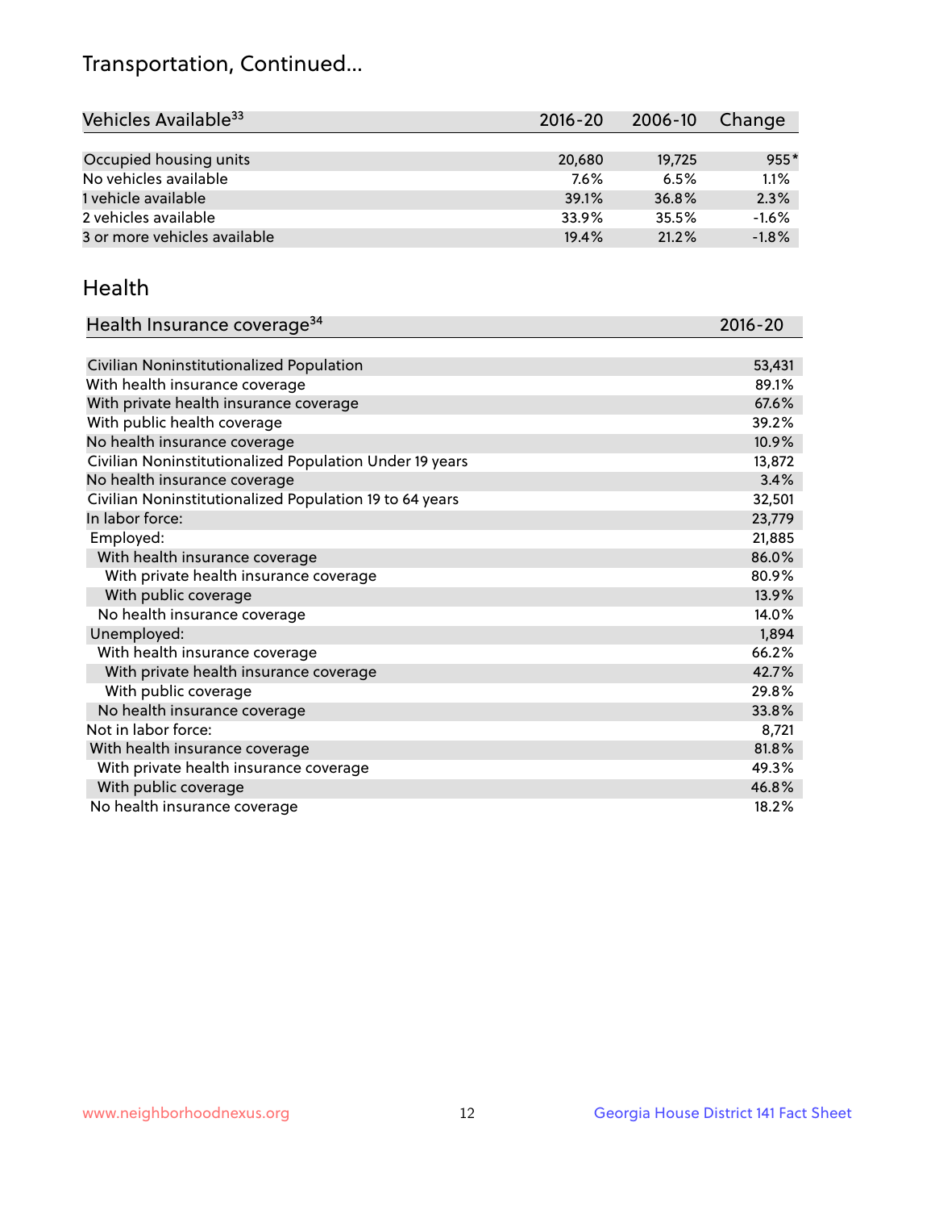# Transportation, Continued...

| Vehicles Available[33] | 2016-20 | 2006-10 | Change |
|---|---|---|---|
| Occupied housing units | 20,680 | 19,725 | 955* |
| No vehicles available | 7.6% | 6.5% | 1.1% |
| 1 vehicle available | 39.1% | 36.8% | 2.3% |
| 2 vehicles available | 33.9% | 35.5% | -1.6% |
| 3 or more vehicles available | 19.4% | 21.2% | -1.8% |

## Health

| Health Insurance coverage[34] | 2016-20 |
|---|---|
| Civilian Noninstitutionalized Population | 53,431 |
| With health insurance coverage | 89.1% |
| With private health insurance coverage | 67.6% |
| With public health coverage | 39.2% |
| No health insurance coverage | 10.9% |
| Civilian Noninstitutionalized Population Under 19 years | 13,872 |
| No health insurance coverage | 3.4% |
| Civilian Noninstitutionalized Population 19 to 64 years | 32,501 |
| In labor force: | 23,779 |
| Employed: | 21,885 |
| With health insurance coverage | 86.0% |
| With private health insurance coverage | 80.9% |
| With public coverage | 13.9% |
| No health insurance coverage | 14.0% |
| Unemployed: | 1,894 |
| With health insurance coverage | 66.2% |
| With private health insurance coverage | 42.7% |
| With public coverage | 29.8% |
| No health insurance coverage | 33.8% |
| Not in labor force: | 8,721 |
| With health insurance coverage | 81.8% |
| With private health insurance coverage | 49.3% |
| With public coverage | 46.8% |
| No health insurance coverage | 18.2% |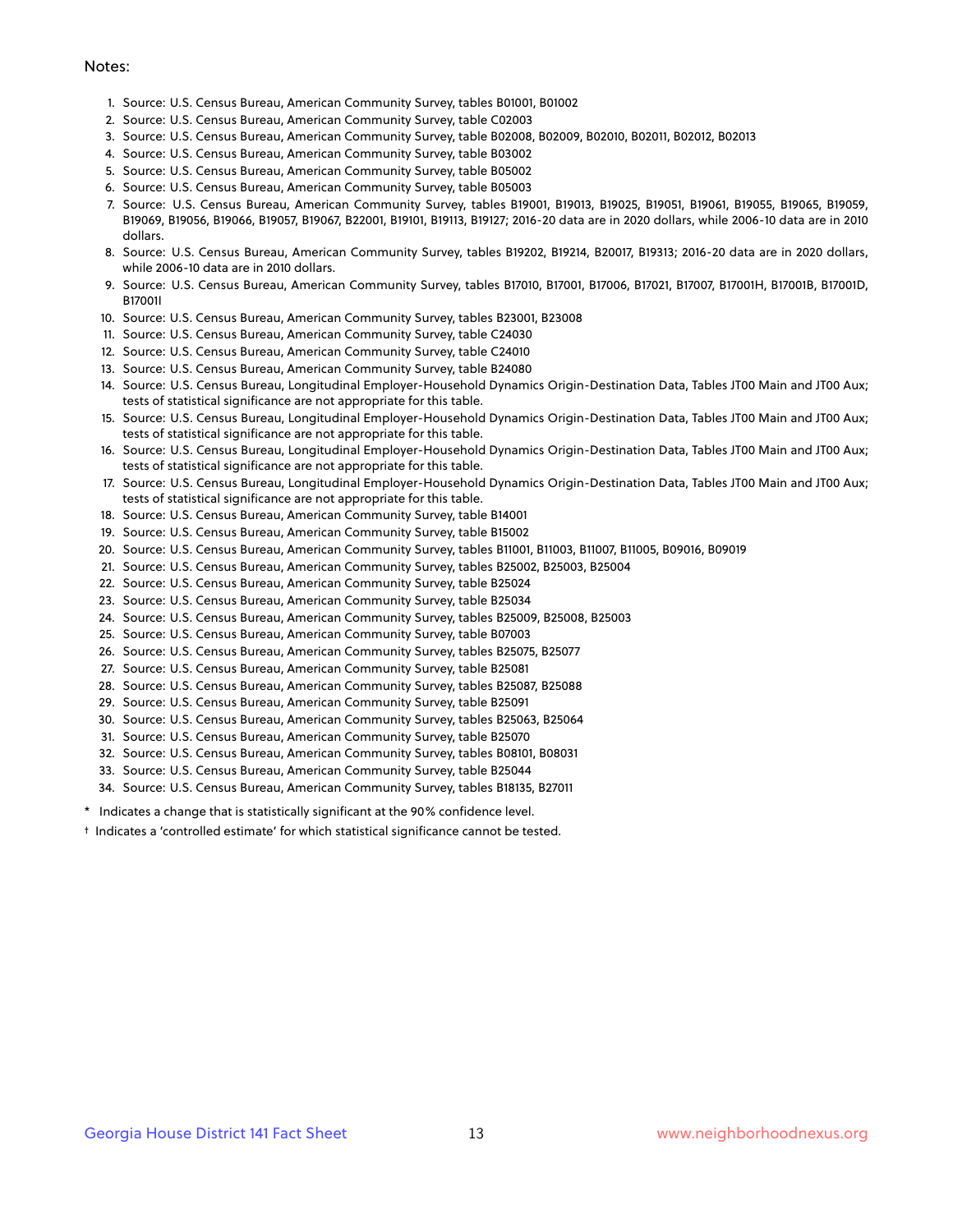Notes:

1. Source: U.S. Census Bureau, American Community Survey, tables B01001, B01002
2. Source: U.S. Census Bureau, American Community Survey, table C02003
3. Source: U.S. Census Bureau, American Community Survey, table B02008, B02009, B02010, B02011, B02012, B02013
4. Source: U.S. Census Bureau, American Community Survey, table B03002
5. Source: U.S. Census Bureau, American Community Survey, table B05002
6. Source: U.S. Census Bureau, American Community Survey, table B05003
7. Source: U.S. Census Bureau, American Community Survey, tables B19001, B19013, B19025, B19051, B19061, B19055, B19065, B19059, B19069, B19056, B19066, B19057, B19067, B22001, B19101, B19113, B19127; 2016-20 data are in 2020 dollars, while 2006-10 data are in 2010 dollars.
8. Source: U.S. Census Bureau, American Community Survey, tables B19202, B19214, B20017, B19313; 2016-20 data are in 2020 dollars, while 2006-10 data are in 2010 dollars.
9. Source: U.S. Census Bureau, American Community Survey, tables B17010, B17001, B17006, B17021, B17007, B17001H, B17001B, B17001D, B17001I
10. Source: U.S. Census Bureau, American Community Survey, tables B23001, B23008
11. Source: U.S. Census Bureau, American Community Survey, table C24030
12. Source: U.S. Census Bureau, American Community Survey, table C24010
13. Source: U.S. Census Bureau, American Community Survey, table B24080
14. Source: U.S. Census Bureau, Longitudinal Employer-Household Dynamics Origin-Destination Data, Tables JT00 Main and JT00 Aux; tests of statistical significance are not appropriate for this table.
15. Source: U.S. Census Bureau, Longitudinal Employer-Household Dynamics Origin-Destination Data, Tables JT00 Main and JT00 Aux; tests of statistical significance are not appropriate for this table.
16. Source: U.S. Census Bureau, Longitudinal Employer-Household Dynamics Origin-Destination Data, Tables JT00 Main and JT00 Aux; tests of statistical significance are not appropriate for this table.
17. Source: U.S. Census Bureau, Longitudinal Employer-Household Dynamics Origin-Destination Data, Tables JT00 Main and JT00 Aux; tests of statistical significance are not appropriate for this table.
18. Source: U.S. Census Bureau, American Community Survey, table B14001
19. Source: U.S. Census Bureau, American Community Survey, table B15002
20. Source: U.S. Census Bureau, American Community Survey, tables B11001, B11003, B11007, B11005, B09016, B09019
21. Source: U.S. Census Bureau, American Community Survey, tables B25002, B25003, B25004
22. Source: U.S. Census Bureau, American Community Survey, table B25024
23. Source: U.S. Census Bureau, American Community Survey, table B25034
24. Source: U.S. Census Bureau, American Community Survey, tables B25009, B25008, B25003
25. Source: U.S. Census Bureau, American Community Survey, table B07003
26. Source: U.S. Census Bureau, American Community Survey, tables B25075, B25077
27. Source: U.S. Census Bureau, American Community Survey, table B25081
28. Source: U.S. Census Bureau, American Community Survey, tables B25087, B25088
29. Source: U.S. Census Bureau, American Community Survey, table B25091
30. Source: U.S. Census Bureau, American Community Survey, tables B25063, B25064
31. Source: U.S. Census Bureau, American Community Survey, table B25070
32. Source: U.S. Census Bureau, American Community Survey, tables B08101, B08031
33. Source: U.S. Census Bureau, American Community Survey, table B25044
34. Source: U.S. Census Bureau, American Community Survey, tables B18135, B27011

\* Indicates a change that is statistically significant at the 90% confidence level.

† Indicates a 'controlled estimate' for which statistical significance cannot be tested.